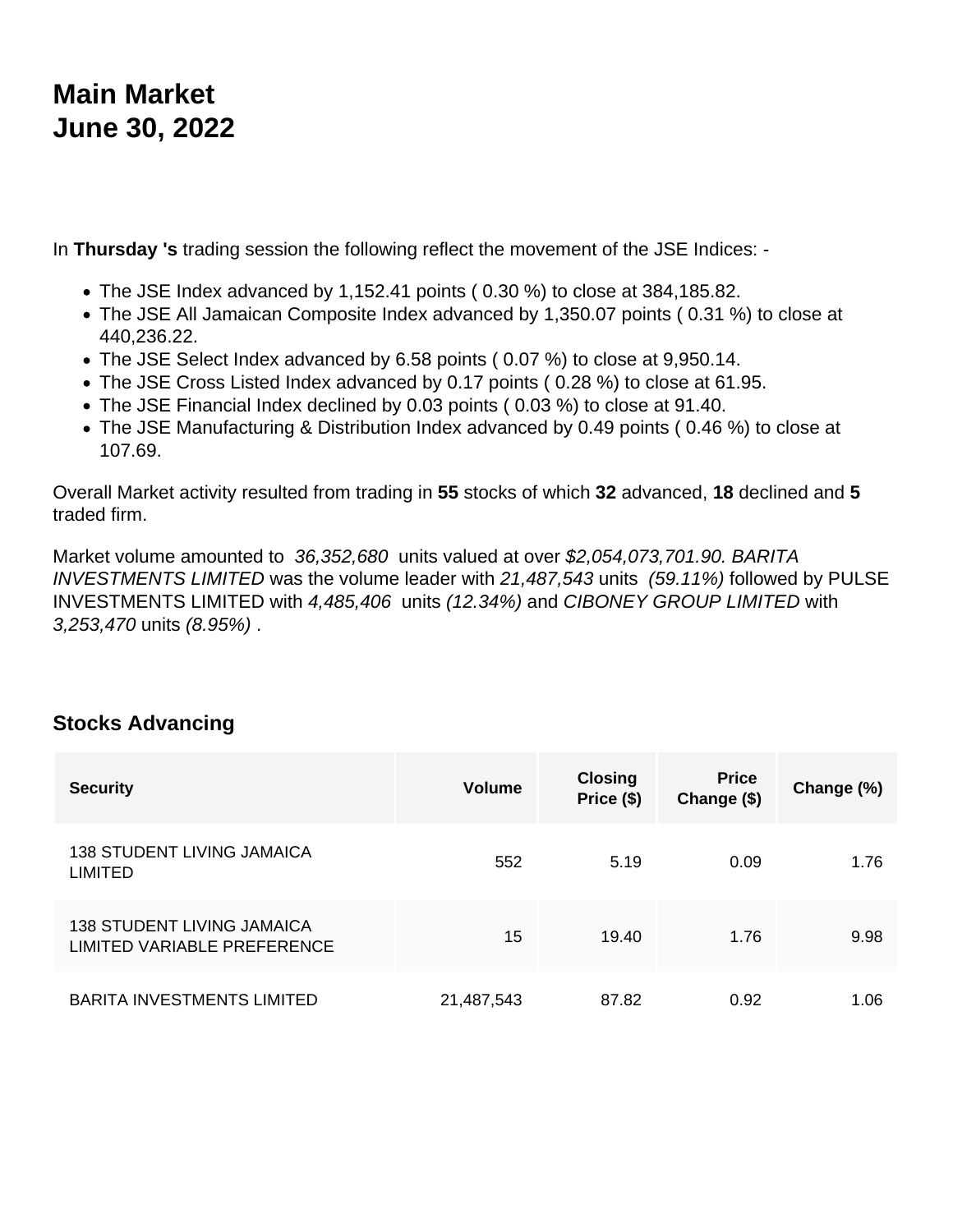# Main Market
# June 30, 2022

In **Thursday 's** trading session the following reflect the movement of the JSE Indices: -

- The JSE Index advanced by 1,152.41 points ( 0.30 %) to close at 384,185.82.
- The JSE All Jamaican Composite Index advanced by 1,350.07 points ( 0.31 %) to close at 440,236.22.
- The JSE Select Index advanced by 6.58 points ( 0.07 %) to close at 9,950.14.
- The JSE Cross Listed Index advanced by 0.17 points ( 0.28 %) to close at 61.95.
- The JSE Financial Index declined by 0.03 points ( 0.03 %) to close at 91.40.
- The JSE Manufacturing & Distribution Index advanced by 0.49 points ( 0.46 %) to close at 107.69.

Overall Market activity resulted from trading in **55** stocks of which **32** advanced, **18** declined and **5** traded firm.

Market volume amounted to *36,352,680* units valued at over *$2,054,073,701.90. BARITA INVESTMENTS LIMITED* was the volume leader with *21,487,543* units *(59.11%)* followed by PULSE INVESTMENTS LIMITED with *4,485,406* units *(12.34%)* and *CIBONEY GROUP LIMITED* with *3,253,470* units *(8.95%)* .

## Stocks Advancing

| Security | Volume | Closing Price ($) | Price Change ($) | Change (%) |
|---|---:|---:|---:|---:|
| 138 STUDENT LIVING JAMAICA LIMITED | 552 | 5.19 | 0.09 | 1.76 |
| 138 STUDENT LIVING JAMAICA LIMITED VARIABLE PREFERENCE | 15 | 19.40 | 1.76 | 9.98 |
| BARITA INVESTMENTS LIMITED | 21,487,543 | 87.82 | 0.92 | 1.06 |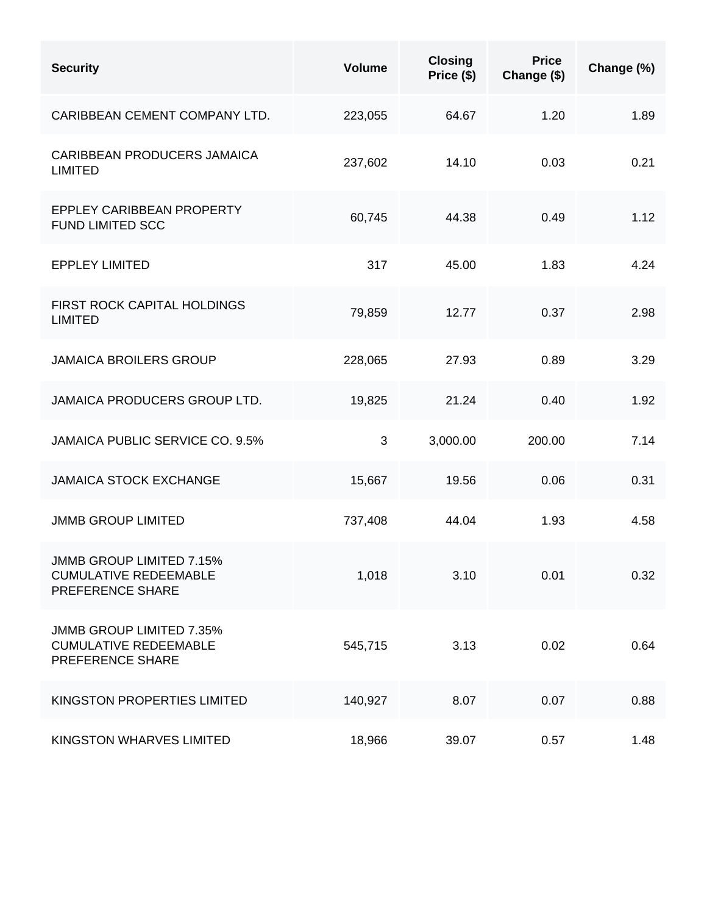| Security | Volume | Closing Price ($) | Price Change ($) | Change (%) |
| --- | --- | --- | --- | --- |
| CARIBBEAN CEMENT COMPANY LTD. | 223,055 | 64.67 | 1.20 | 1.89 |
| CARIBBEAN PRODUCERS JAMAICA LIMITED | 237,602 | 14.10 | 0.03 | 0.21 |
| EPPLEY CARIBBEAN PROPERTY FUND LIMITED SCC | 60,745 | 44.38 | 0.49 | 1.12 |
| EPPLEY LIMITED | 317 | 45.00 | 1.83 | 4.24 |
| FIRST ROCK CAPITAL HOLDINGS LIMITED | 79,859 | 12.77 | 0.37 | 2.98 |
| JAMAICA BROILERS GROUP | 228,065 | 27.93 | 0.89 | 3.29 |
| JAMAICA PRODUCERS GROUP LTD. | 19,825 | 21.24 | 0.40 | 1.92 |
| JAMAICA PUBLIC SERVICE CO. 9.5% | 3 | 3,000.00 | 200.00 | 7.14 |
| JAMAICA STOCK EXCHANGE | 15,667 | 19.56 | 0.06 | 0.31 |
| JMMB GROUP LIMITED | 737,408 | 44.04 | 1.93 | 4.58 |
| JMMB GROUP LIMITED 7.15% CUMULATIVE REDEEMABLE PREFERENCE SHARE | 1,018 | 3.10 | 0.01 | 0.32 |
| JMMB GROUP LIMITED 7.35% CUMULATIVE REDEEMABLE PREFERENCE SHARE | 545,715 | 3.13 | 0.02 | 0.64 |
| KINGSTON PROPERTIES LIMITED | 140,927 | 8.07 | 0.07 | 0.88 |
| KINGSTON WHARVES LIMITED | 18,966 | 39.07 | 0.57 | 1.48 |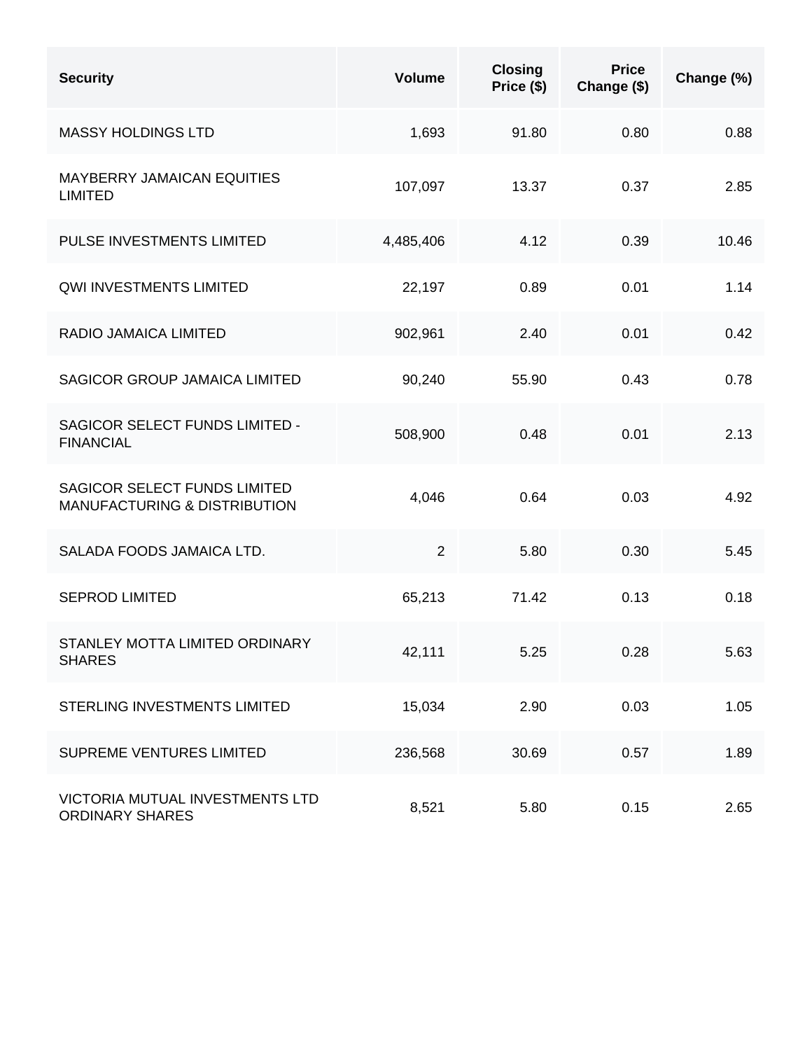| Security | Volume | Closing Price ($) | Price Change ($) | Change (%) |
| --- | --- | --- | --- | --- |
| MASSY HOLDINGS LTD | 1,693 | 91.80 | 0.80 | 0.88 |
| MAYBERRY JAMAICAN EQUITIES LIMITED | 107,097 | 13.37 | 0.37 | 2.85 |
| PULSE INVESTMENTS LIMITED | 4,485,406 | 4.12 | 0.39 | 10.46 |
| QWI INVESTMENTS LIMITED | 22,197 | 0.89 | 0.01 | 1.14 |
| RADIO JAMAICA LIMITED | 902,961 | 2.40 | 0.01 | 0.42 |
| SAGICOR GROUP JAMAICA LIMITED | 90,240 | 55.90 | 0.43 | 0.78 |
| SAGICOR SELECT FUNDS LIMITED - FINANCIAL | 508,900 | 0.48 | 0.01 | 2.13 |
| SAGICOR SELECT FUNDS LIMITED MANUFACTURING & DISTRIBUTION | 4,046 | 0.64 | 0.03 | 4.92 |
| SALADA FOODS JAMAICA LTD. | 2 | 5.80 | 0.30 | 5.45 |
| SEPROD LIMITED | 65,213 | 71.42 | 0.13 | 0.18 |
| STANLEY MOTTA LIMITED ORDINARY SHARES | 42,111 | 5.25 | 0.28 | 5.63 |
| STERLING INVESTMENTS LIMITED | 15,034 | 2.90 | 0.03 | 1.05 |
| SUPREME VENTURES LIMITED | 236,568 | 30.69 | 0.57 | 1.89 |
| VICTORIA MUTUAL INVESTMENTS LTD ORDINARY SHARES | 8,521 | 5.80 | 0.15 | 2.65 |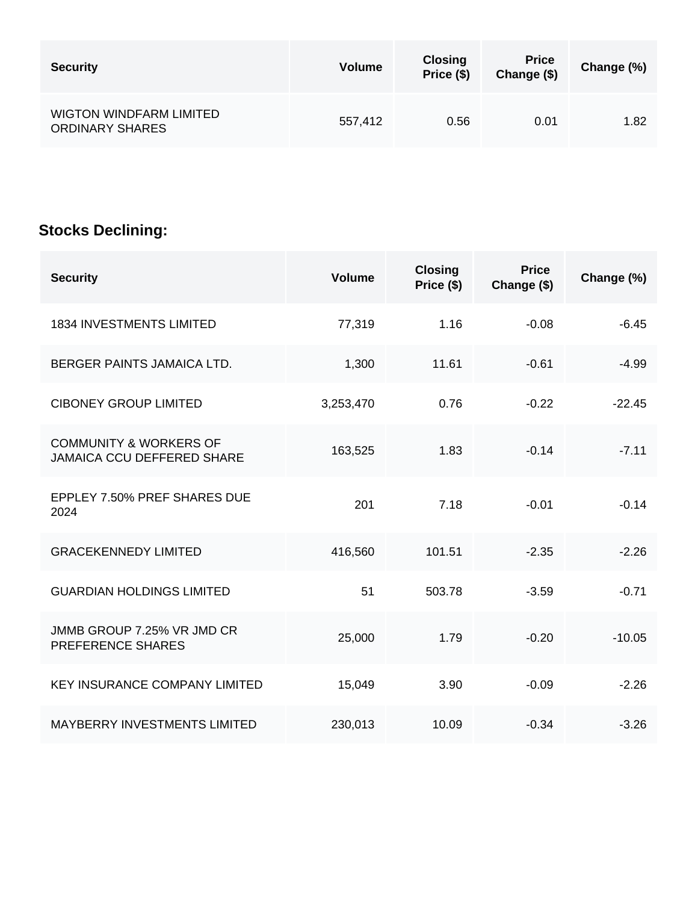| Security | Volume | Closing Price ($) | Price Change ($) | Change (%) |
| --- | --- | --- | --- | --- |
| WIGTON WINDFARM LIMITED ORDINARY SHARES | 557,412 | 0.56 | 0.01 | 1.82 |

## Stocks Declining:

| Security | Volume | Closing Price ($) | Price Change ($) | Change (%) |
| --- | --- | --- | --- | --- |
| 1834 INVESTMENTS LIMITED | 77,319 | 1.16 | -0.08 | -6.45 |
| BERGER PAINTS JAMAICA LTD. | 1,300 | 11.61 | -0.61 | -4.99 |
| CIBONEY GROUP LIMITED | 3,253,470 | 0.76 | -0.22 | -22.45 |
| COMMUNITY & WORKERS OF JAMAICA CCU DEFFERED SHARE | 163,525 | 1.83 | -0.14 | -7.11 |
| EPPLEY 7.50% PREF SHARES DUE 2024 | 201 | 7.18 | -0.01 | -0.14 |
| GRACEKENNEDY LIMITED | 416,560 | 101.51 | -2.35 | -2.26 |
| GUARDIAN HOLDINGS LIMITED | 51 | 503.78 | -3.59 | -0.71 |
| JMMB GROUP 7.25% VR JMD CR PREFERENCE SHARES | 25,000 | 1.79 | -0.20 | -10.05 |
| KEY INSURANCE COMPANY LIMITED | 15,049 | 3.90 | -0.09 | -2.26 |
| MAYBERRY INVESTMENTS LIMITED | 230,013 | 10.09 | -0.34 | -3.26 |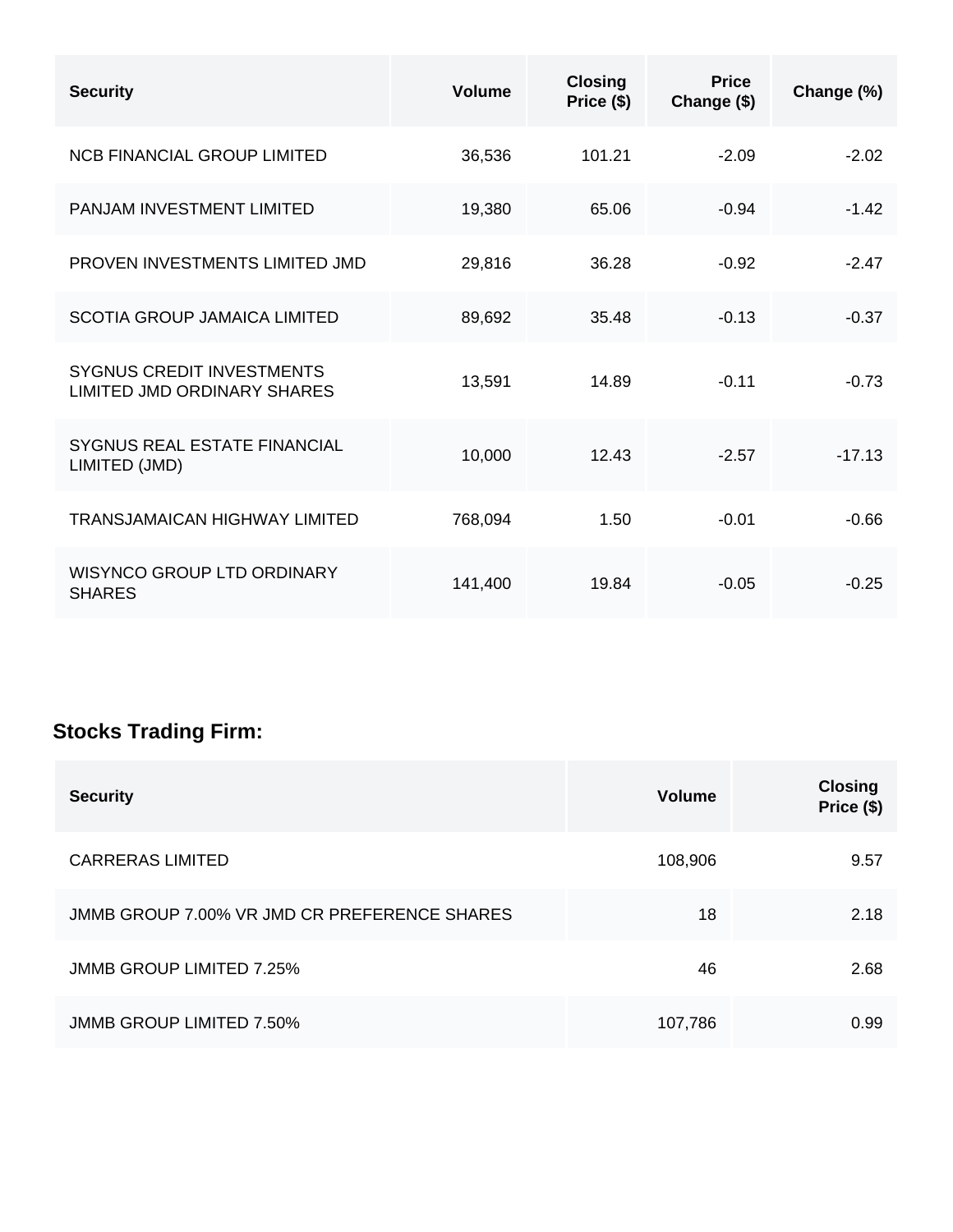| Security | Volume | Closing Price ($) | Price Change ($) | Change (%) |
|---|---|---|---|---|
| NCB FINANCIAL GROUP LIMITED | 36,536 | 101.21 | -2.09 | -2.02 |
| PANJAM INVESTMENT LIMITED | 19,380 | 65.06 | -0.94 | -1.42 |
| PROVEN INVESTMENTS LIMITED JMD | 29,816 | 36.28 | -0.92 | -2.47 |
| SCOTIA GROUP JAMAICA LIMITED | 89,692 | 35.48 | -0.13 | -0.37 |
| SYGNUS CREDIT INVESTMENTS LIMITED JMD ORDINARY SHARES | 13,591 | 14.89 | -0.11 | -0.73 |
| SYGNUS REAL ESTATE FINANCIAL LIMITED (JMD) | 10,000 | 12.43 | -2.57 | -17.13 |
| TRANSJAMAICAN HIGHWAY LIMITED | 768,094 | 1.50 | -0.01 | -0.66 |
| WISYNCO GROUP LTD ORDINARY SHARES | 141,400 | 19.84 | -0.05 | -0.25 |

## Stocks Trading Firm:

| Security | Volume | Closing Price ($) |
|---|---|---|
| CARRERAS LIMITED | 108,906 | 9.57 |
| JMMB GROUP 7.00% VR JMD CR PREFERENCE SHARES | 18 | 2.18 |
| JMMB GROUP LIMITED 7.25% | 46 | 2.68 |
| JMMB GROUP LIMITED 7.50% | 107,786 | 0.99 |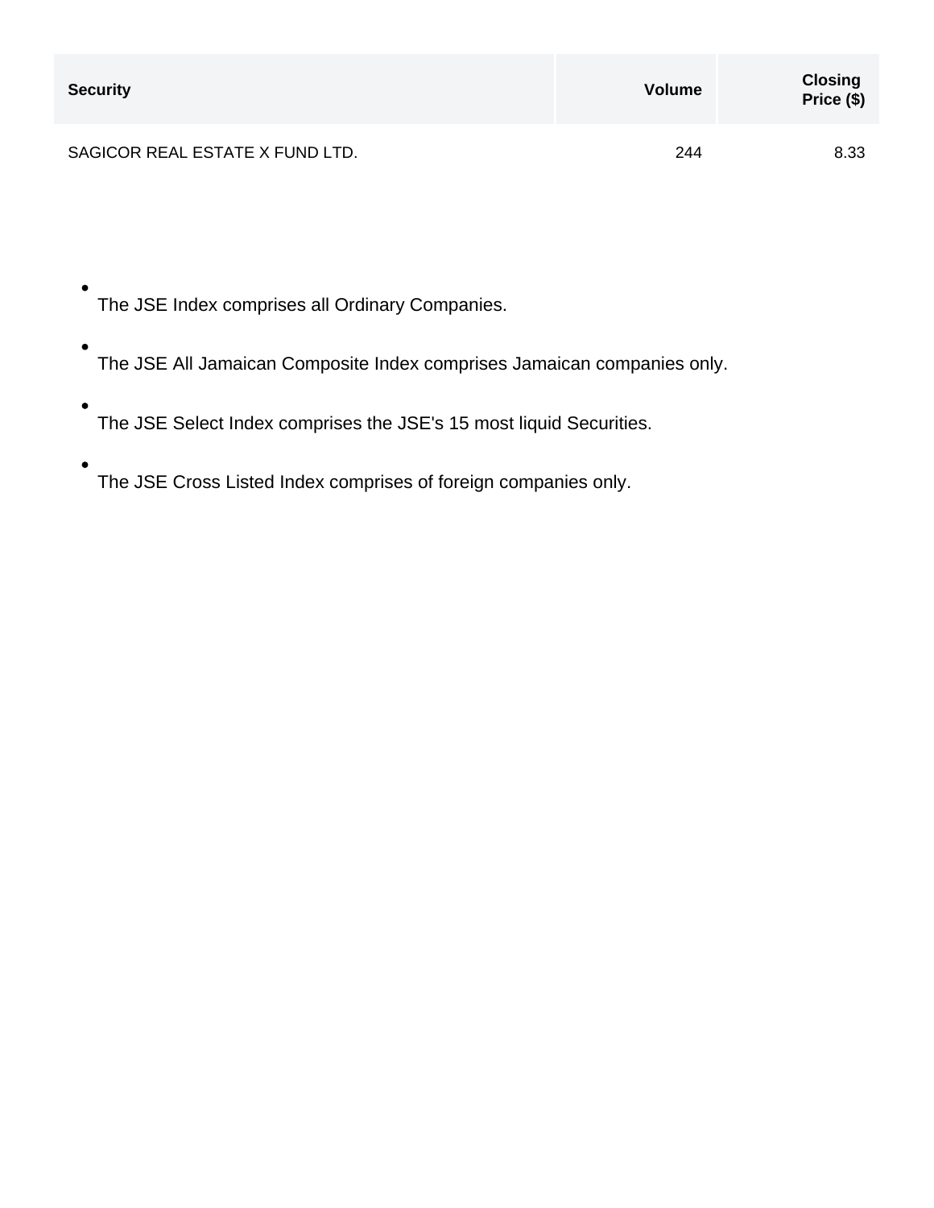| Security | Volume | Closing Price ($) |
|---|---|---|
| SAGICOR REAL ESTATE X FUND LTD. | 244 | 8.33 |

- The JSE Index comprises all Ordinary Companies.
- The JSE All Jamaican Composite Index comprises Jamaican companies only.
- The JSE Select Index comprises the JSE's 15 most liquid Securities.
- The JSE Cross Listed Index comprises of foreign companies only.